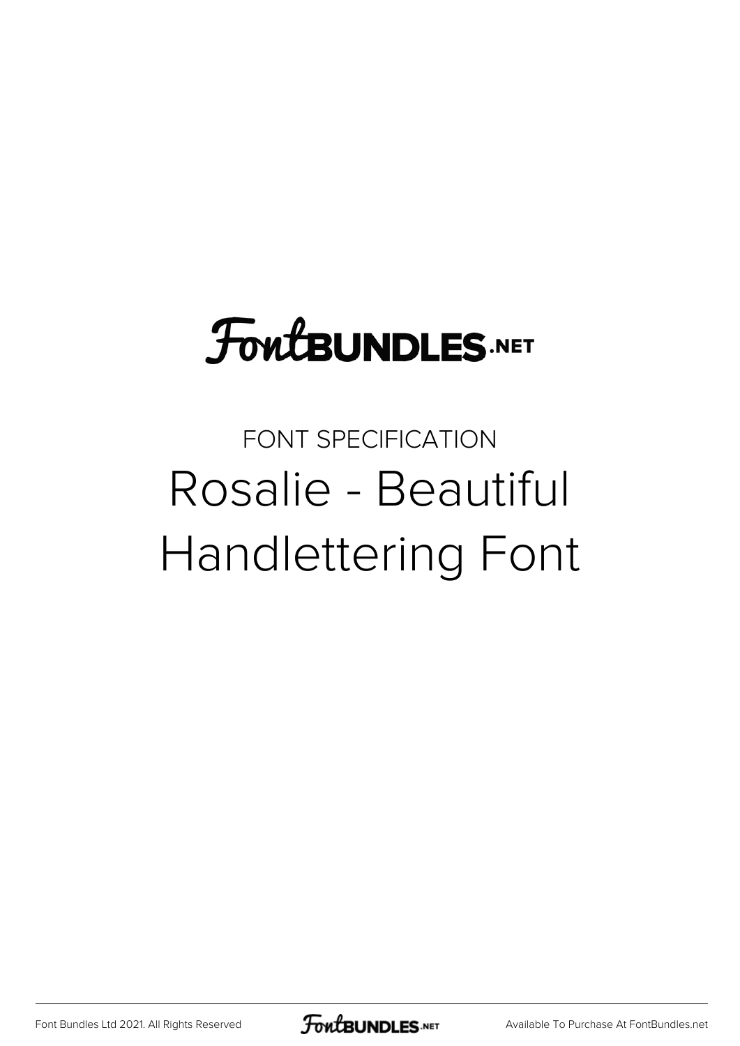FontBUNDLES.NET

FONT SPECIFICATION

# Rosalie - Beautiful Handlettering Font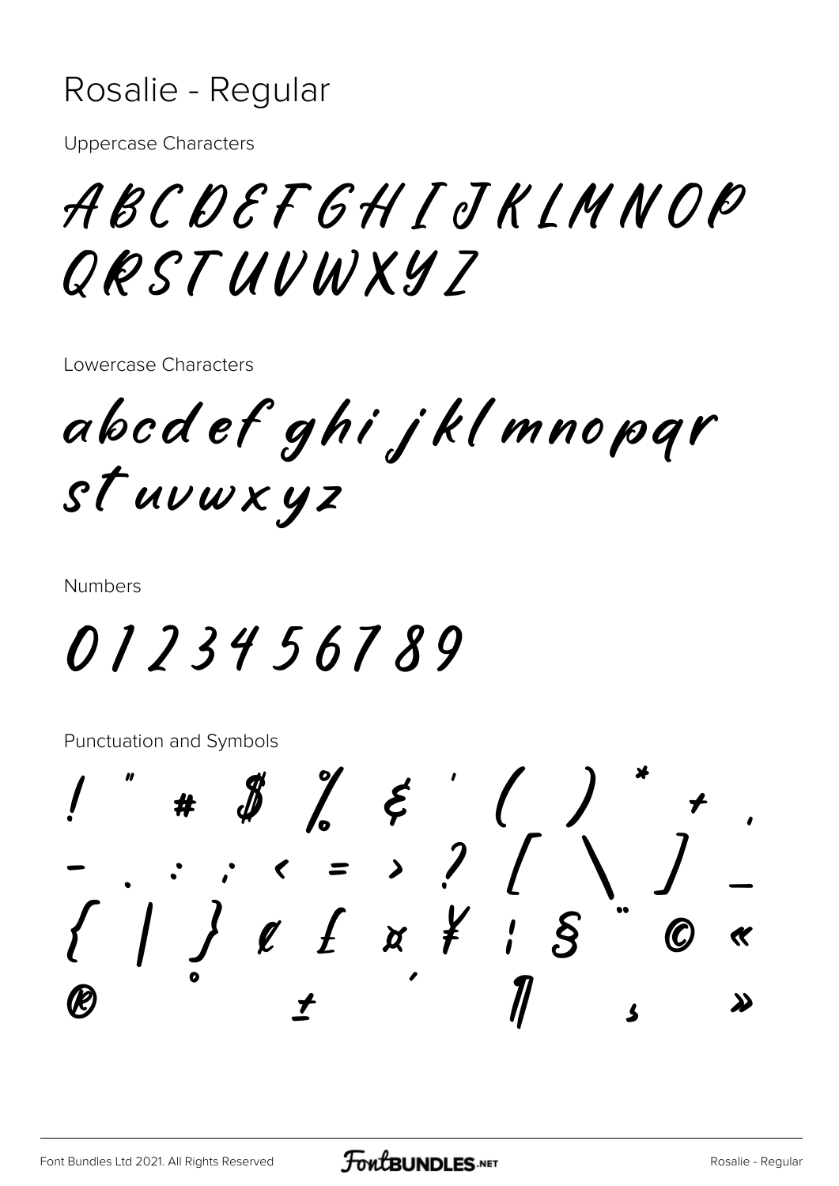# Rosalie - Regular

Uppercase Characters

ABCDEFGHIJKLMNOP
QRSTUVWXYZ

Lowercase Characters

abcdef ghi jkl mnopqr
stuvwxyz

Numbers

0123456789

Punctuation and Symbols

! " # $ % & ' ( ) * + ,
- . : ; < = > ? [ \ ] _
{ | } ¢ £ ¤ ¥ ¦ § ¨ © «
® ° ± ´ ¶ ¸ »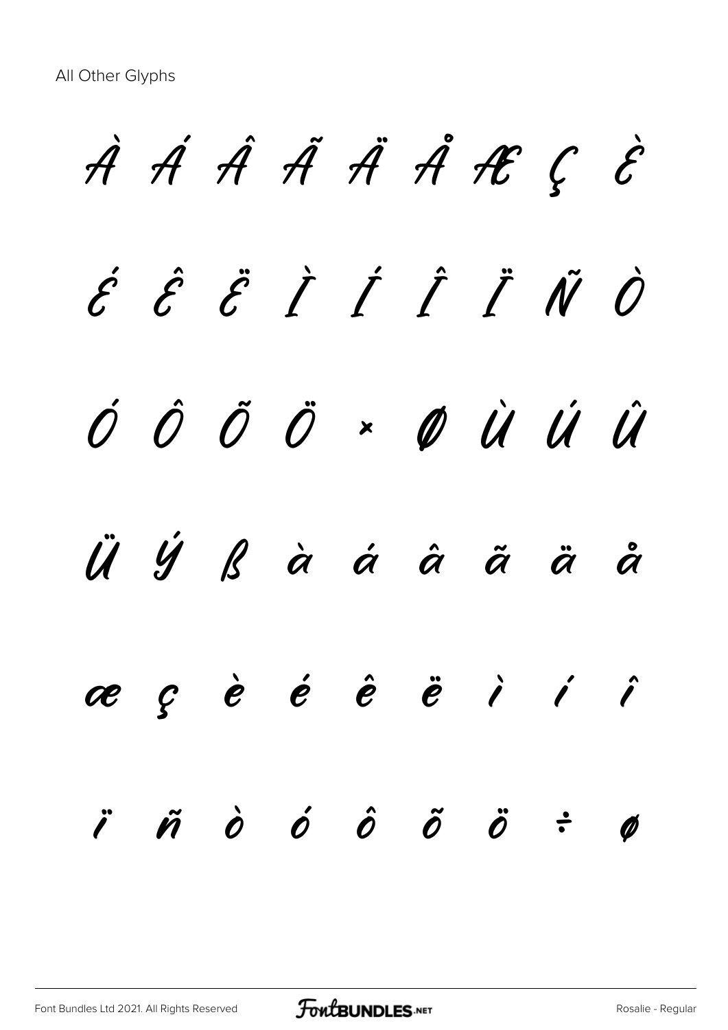All Other Glyphs

À Á Â Ã Ä Å Æ Ç È

É Ê Ë Ì Í Î Ï Ñ Ò

Ó Ô Õ Ö × Ø Ù Ú Û

Ü Ý ß à á â ã ä å

æ ç è é ê ë ì í î

ï ñ ò ó ô õ ö ÷ ø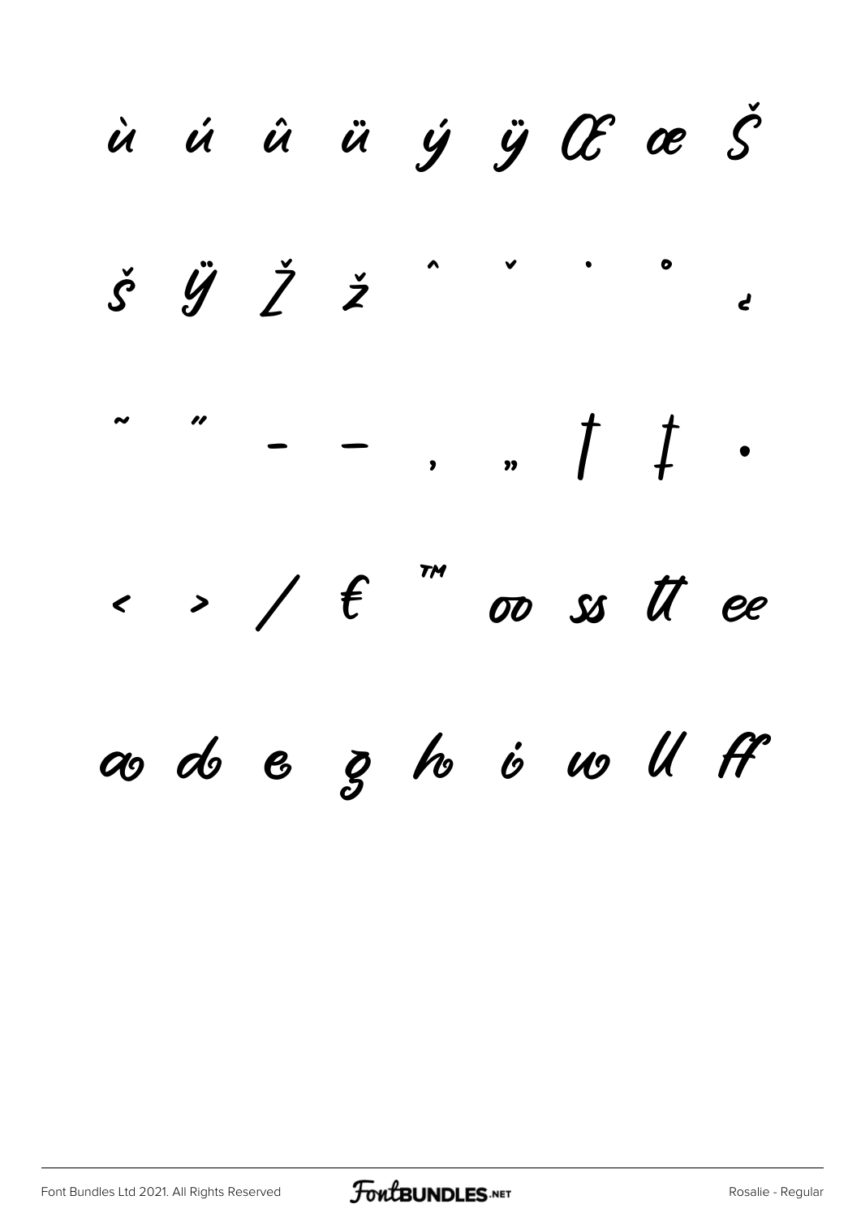ù ú û ü ý ÿ Œ œ Š

š Ÿ Ž ž ˆ ˇ ˙ ˚ ¸

˜ ˝ – — ‚ „ † ‡ •

‹ › ⁄ € ™ oo ss tt ee

a d e g h i w ll ff